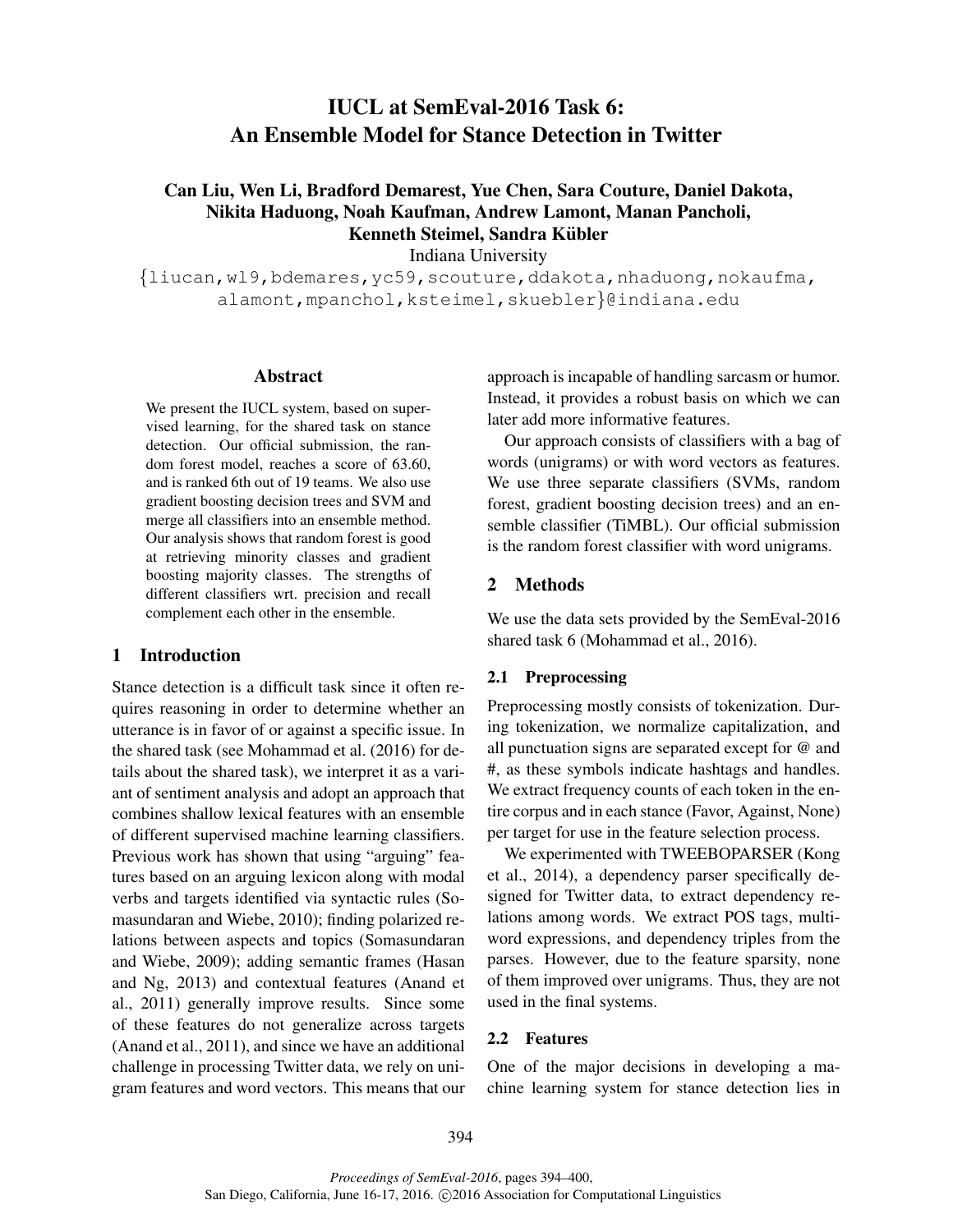# IUCL at SemEval-2016 Task 6: An Ensemble Model for Stance Detection in Twitter

**Can Liu, Wen Li, Bradford Demarest, Yue Chen, Sara Couture, Daniel Dakota, Nikita Haduong, Noah Kaufman, Andrew Lamont, Manan Pancholi, Kenneth Steimel, Sandra Kübler**

Indiana University

{liucan,wl9,bdemares,yc59,scouture,ddakota,nhaduong,nokaufma, alamont,mpanchol,ksteimel,skuebler}@indiana.edu

## Abstract

We present the IUCL system, based on supervised learning, for the shared task on stance detection. Our official submission, the random forest model, reaches a score of 63.60, and is ranked 6th out of 19 teams. We also use gradient boosting decision trees and SVM and merge all classifiers into an ensemble method. Our analysis shows that random forest is good at retrieving minority classes and gradient boosting majority classes. The strengths of different classifiers wrt. precision and recall complement each other in the ensemble.

## 1 Introduction

Stance detection is a difficult task since it often requires reasoning in order to determine whether an utterance is in favor of or against a specific issue. In the shared task (see Mohammad et al. (2016) for details about the shared task), we interpret it as a variant of sentiment analysis and adopt an approach that combines shallow lexical features with an ensemble of different supervised machine learning classifiers. Previous work has shown that using "arguing" features based on an arguing lexicon along with modal verbs and targets identified via syntactic rules (Somasundaran and Wiebe, 2010); finding polarized relations between aspects and topics (Somasundaran and Wiebe, 2009); adding semantic frames (Hasan and Ng, 2013) and contextual features (Anand et al., 2011) generally improve results. Since some of these features do not generalize across targets (Anand et al., 2011), and since we have an additional challenge in processing Twitter data, we rely on unigram features and word vectors. This means that our approach is incapable of handling sarcasm or humor. Instead, it provides a robust basis on which we can later add more informative features.

Our approach consists of classifiers with a bag of words (unigrams) or with word vectors as features. We use three separate classifiers (SVMs, random forest, gradient boosting decision trees) and an ensemble classifier (TiMBL). Our official submission is the random forest classifier with word unigrams.

## 2 Methods

We use the data sets provided by the SemEval-2016 shared task 6 (Mohammad et al., 2016).

### 2.1 Preprocessing

Preprocessing mostly consists of tokenization. During tokenization, we normalize capitalization, and all punctuation signs are separated except for @ and #, as these symbols indicate hashtags and handles. We extract frequency counts of each token in the entire corpus and in each stance (Favor, Against, None) per target for use in the feature selection process.

We experimented with TWEEBOPARSER (Kong et al., 2014), a dependency parser specifically designed for Twitter data, to extract dependency relations among words. We extract POS tags, multiword expressions, and dependency triples from the parses. However, due to the feature sparsity, none of them improved over unigrams. Thus, they are not used in the final systems.

### 2.2 Features

One of the major decisions in developing a machine learning system for stance detection lies in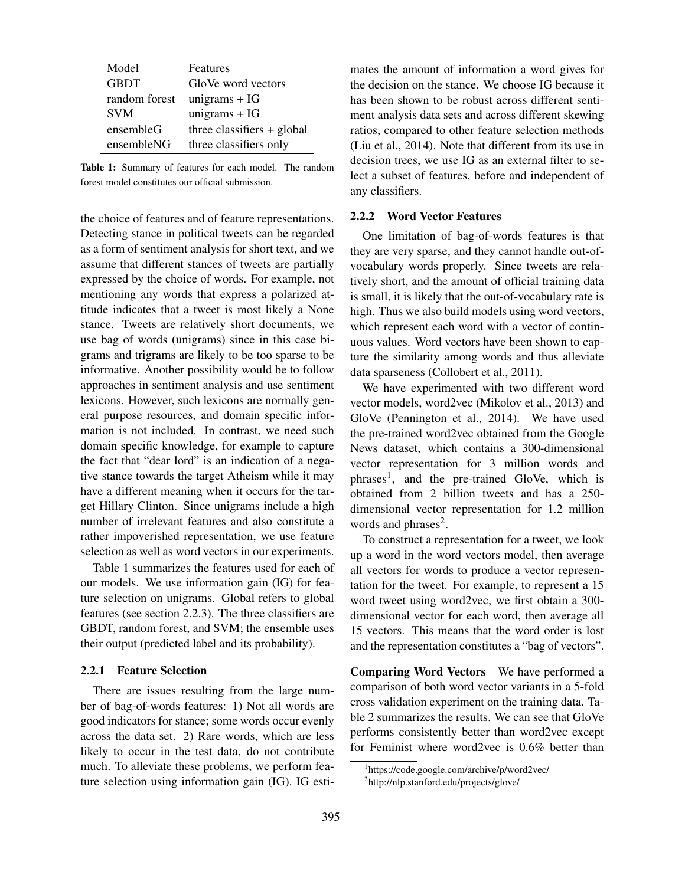| Model | Features |
|---|---|
| GBDT | GloVe word vectors |
| random forest | unigrams + IG |
| SVM | unigrams + IG |
| ensembleG | three classifiers + global |
| ensembleNG | three classifiers only |

**Table 1:** Summary of features for each model. The random forest model constitutes our official submission.

the choice of features and of feature representations. Detecting stance in political tweets can be regarded as a form of sentiment analysis for short text, and we assume that different stances of tweets are partially expressed by the choice of words. For example, not mentioning any words that express a polarized attitude indicates that a tweet is most likely a None stance. Tweets are relatively short documents, we use bag of words (unigrams) since in this case bigrams and trigrams are likely to be too sparse to be informative. Another possibility would be to follow approaches in sentiment analysis and use sentiment lexicons. However, such lexicons are normally general purpose resources, and domain specific information is not included. In contrast, we need such domain specific knowledge, for example to capture the fact that "dear lord" is an indication of a negative stance towards the target Atheism while it may have a different meaning when it occurs for the target Hillary Clinton. Since unigrams include a high number of irrelevant features and also constitute a rather impoverished representation, we use feature selection as well as word vectors in our experiments.

Table 1 summarizes the features used for each of our models. We use information gain (IG) for feature selection on unigrams. Global refers to global features (see section 2.2.3). The three classifiers are GBDT, random forest, and SVM; the ensemble uses their output (predicted label and its probability).

#### 2.2.1 Feature Selection

There are issues resulting from the large number of bag-of-words features: 1) Not all words are good indicators for stance; some words occur evenly across the data set. 2) Rare words, which are less likely to occur in the test data, do not contribute much. To alleviate these problems, we perform feature selection using information gain (IG). IG estimates the amount of information a word gives for the decision on the stance. We choose IG because it has been shown to be robust across different sentiment analysis data sets and across different skewing ratios, compared to other feature selection methods (Liu et al., 2014). Note that different from its use in decision trees, we use IG as an external filter to select a subset of features, before and independent of any classifiers.

#### 2.2.2 Word Vector Features

One limitation of bag-of-words features is that they are very sparse, and they cannot handle out-of-vocabulary words properly. Since tweets are relatively short, and the amount of official training data is small, it is likely that the out-of-vocabulary rate is high. Thus we also build models using word vectors, which represent each word with a vector of continuous values. Word vectors have been shown to capture the similarity among words and thus alleviate data sparseness (Collobert et al., 2011).

We have experimented with two different word vector models, word2vec (Mikolov et al., 2013) and GloVe (Pennington et al., 2014). We have used the pre-trained word2vec obtained from the Google News dataset, which contains a 300-dimensional vector representation for 3 million words and phrases[1], and the pre-trained GloVe, which is obtained from 2 billion tweets and has a 250-dimensional vector representation for 1.2 million words and phrases[2].

To construct a representation for a tweet, we look up a word in the word vectors model, then average all vectors for words to produce a vector representation for the tweet. For example, to represent a 15 word tweet using word2vec, we first obtain a 300-dimensional vector for each word, then average all 15 vectors. This means that the word order is lost and the representation constitutes a "bag of vectors".

**Comparing Word Vectors** We have performed a comparison of both word vector variants in a 5-fold cross validation experiment on the training data. Table 2 summarizes the results. We can see that GloVe performs consistently better than word2vec except for Feminist where word2vec is 0.6% better than

[1] https://code.google.com/archive/p/word2vec/

[2] http://nlp.stanford.edu/projects/glove/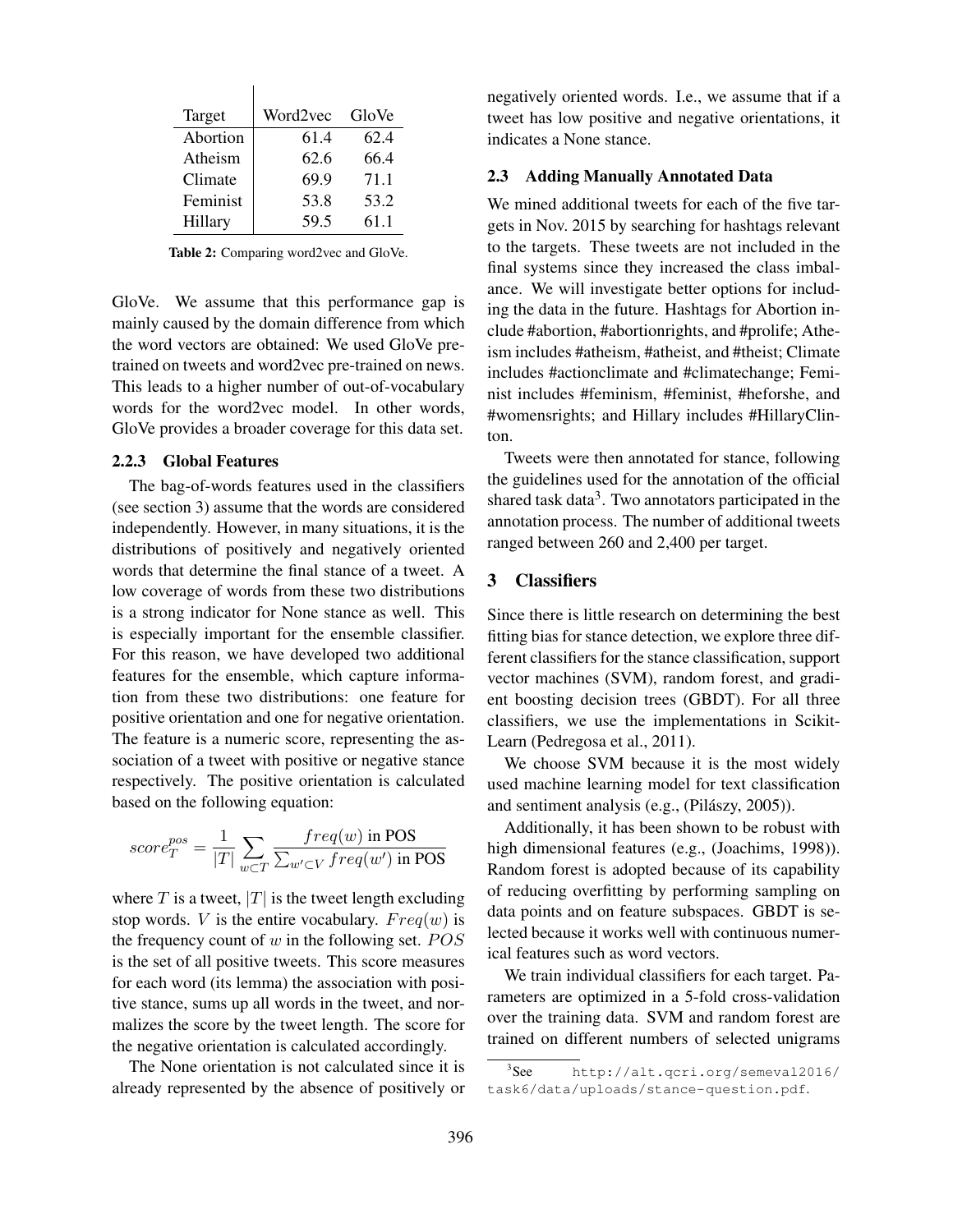| Target | Word2vec | GloVe |
|---|---|---|
| Abortion | 61.4 | 62.4 |
| Atheism | 62.6 | 66.4 |
| Climate | 69.9 | 71.1 |
| Feminist | 53.8 | 53.2 |
| Hillary | 59.5 | 61.1 |

**Table 2:** Comparing word2vec and GloVe.

GloVe. We assume that this performance gap is mainly caused by the domain difference from which the word vectors are obtained: We used GloVe pre-trained on tweets and word2vec pre-trained on news. This leads to a higher number of out-of-vocabulary words for the word2vec model. In other words, GloVe provides a broader coverage for this data set.

#### 2.2.3 Global Features

The bag-of-words features used in the classifiers (see section 3) assume that the words are considered independently. However, in many situations, it is the distributions of positively and negatively oriented words that determine the final stance of a tweet. A low coverage of words from these two distributions is a strong indicator for None stance as well. This is especially important for the ensemble classifier. For this reason, we have developed two additional features for the ensemble, which capture information from these two distributions: one feature for positive orientation and one for negative orientation. The feature is a numeric score, representing the association of a tweet with positive or negative stance respectively. The positive orientation is calculated based on the following equation:

$$score_T^{pos} = \frac{1}{|T|} \sum_{w \subset T} \frac{freq(w) \text{ in POS}}{\sum_{w' \subset V} freq(w') \text{ in POS}}$$

where $T$ is a tweet, $|T|$ is the tweet length excluding stop words. $V$ is the entire vocabulary. $Freq(w)$ is the frequency count of $w$ in the following set. $POS$ is the set of all positive tweets. This score measures for each word (its lemma) the association with positive stance, sums up all words in the tweet, and normalizes the score by the tweet length. The score for the negative orientation is calculated accordingly.

The None orientation is not calculated since it is already represented by the absence of positively or negatively oriented words. I.e., we assume that if a tweet has low positive and negative orientations, it indicates a None stance.

### 2.3 Adding Manually Annotated Data

We mined additional tweets for each of the five targets in Nov. 2015 by searching for hashtags relevant to the targets. These tweets are not included in the final systems since they increased the class imbalance. We will investigate better options for including the data in the future. Hashtags for Abortion include #abortion, #abortionrights, and #prolife; Atheism includes #atheism, #atheist, and #theist; Climate includes #actionclimate and #climatechange; Feminist includes #feminism, #feminist, #heforshe, and #womensrights; and Hillary includes #HillaryClinton.

Tweets were then annotated for stance, following the guidelines used for the annotation of the official shared task data[3]. Two annotators participated in the annotation process. The number of additional tweets ranged between 260 and 2,400 per target.

## 3 Classifiers

Since there is little research on determining the best fitting bias for stance detection, we explore three different classifiers for the stance classification, support vector machines (SVM), random forest, and gradient boosting decision trees (GBDT). For all three classifiers, we use the implementations in Scikit-Learn (Pedregosa et al., 2011).

We choose SVM because it is the most widely used machine learning model for text classification and sentiment analysis (e.g., (Pilászy, 2005)).

Additionally, it has been shown to be robust with high dimensional features (e.g., (Joachims, 1998)). Random forest is adopted because of its capability of reducing overfitting by performing sampling on data points and on feature subspaces. GBDT is selected because it works well with continuous numerical features such as word vectors.

We train individual classifiers for each target. Parameters are optimized in a 5-fold cross-validation over the training data. SVM and random forest are trained on different numbers of selected unigrams

[3] See http://alt.qcri.org/semeval2016/task6/data/uploads/stance-question.pdf.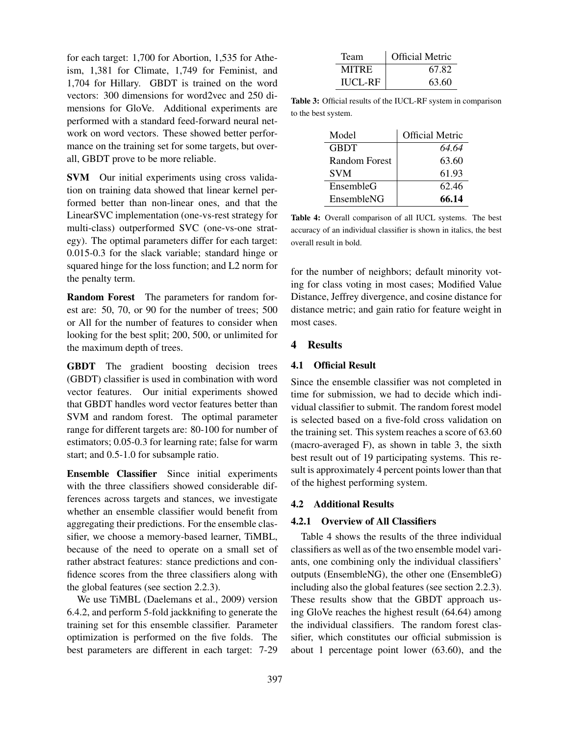for each target: 1,700 for Abortion, 1,535 for Atheism, 1,381 for Climate, 1,749 for Feminist, and 1,704 for Hillary. GBDT is trained on the word vectors: 300 dimensions for word2vec and 250 dimensions for GloVe. Additional experiments are performed with a standard feed-forward neural network on word vectors. These showed better performance on the training set for some targets, but overall, GBDT prove to be more reliable.

**SVM** Our initial experiments using cross validation on training data showed that linear kernel performed better than non-linear ones, and that the LinearSVC implementation (one-vs-rest strategy for multi-class) outperformed SVC (one-vs-one strategy). The optimal parameters differ for each target: 0.015-0.3 for the slack variable; standard hinge or squared hinge for the loss function; and L2 norm for the penalty term.

**Random Forest** The parameters for random forest are: 50, 70, or 90 for the number of trees; 500 or All for the number of features to consider when looking for the best split; 200, 500, or unlimited for the maximum depth of trees.

**GBDT** The gradient boosting decision trees (GBDT) classifier is used in combination with word vector features. Our initial experiments showed that GBDT handles word vector features better than SVM and random forest. The optimal parameter range for different targets are: 80-100 for number of estimators; 0.05-0.3 for learning rate; false for warm start; and 0.5-1.0 for subsample ratio.

**Ensemble Classifier** Since initial experiments with the three classifiers showed considerable differences across targets and stances, we investigate whether an ensemble classifier would benefit from aggregating their predictions. For the ensemble classifier, we choose a memory-based learner, TiMBL, because of the need to operate on a small set of rather abstract features: stance predictions and confidence scores from the three classifiers along with the global features (see section 2.2.3).

We use TiMBL (Daelemans et al., 2009) version 6.4.2, and perform 5-fold jackknifing to generate the training set for this ensemble classifier. Parameter optimization is performed on the five folds. The best parameters are different in each target: 7-29 for the number of neighbors; default minority voting for class voting in most cases; Modified Value Distance, Jeffrey divergence, and cosine distance for distance metric; and gain ratio for feature weight in most cases.

| Team | Official Metric |
|---|---|
| MITRE | 67.82 |
| IUCL-RF | 63.60 |

**Table 3:** Official results of the IUCL-RF system in comparison to the best system.

| Model | Official Metric |
|---|---|
| GBDT | *64.64* |
| Random Forest | 63.60 |
| SVM | 61.93 |
| EnsembleG | 62.46 |
| EnsembleNG | **66.14** |

**Table 4:** Overall comparison of all IUCL systems. The best accuracy of an individual classifier is shown in italics, the best overall result in bold.

## 4 Results

### 4.1 Official Result

Since the ensemble classifier was not completed in time for submission, we had to decide which individual classifier to submit. The random forest model is selected based on a five-fold cross validation on the training set. This system reaches a score of 63.60 (macro-averaged F), as shown in table 3, the sixth best result out of 19 participating systems. This result is approximately 4 percent points lower than that of the highest performing system.

### 4.2 Additional Results

#### 4.2.1 Overview of All Classifiers

Table 4 shows the results of the three individual classifiers as well as of the two ensemble model variants, one combining only the individual classifiers' outputs (EnsembleNG), the other one (EnsembleG) including also the global features (see section 2.2.3). These results show that the GBDT approach using GloVe reaches the highest result (64.64) among the individual classifiers. The random forest classifier, which constitutes our official submission is about 1 percentage point lower (63.60), and the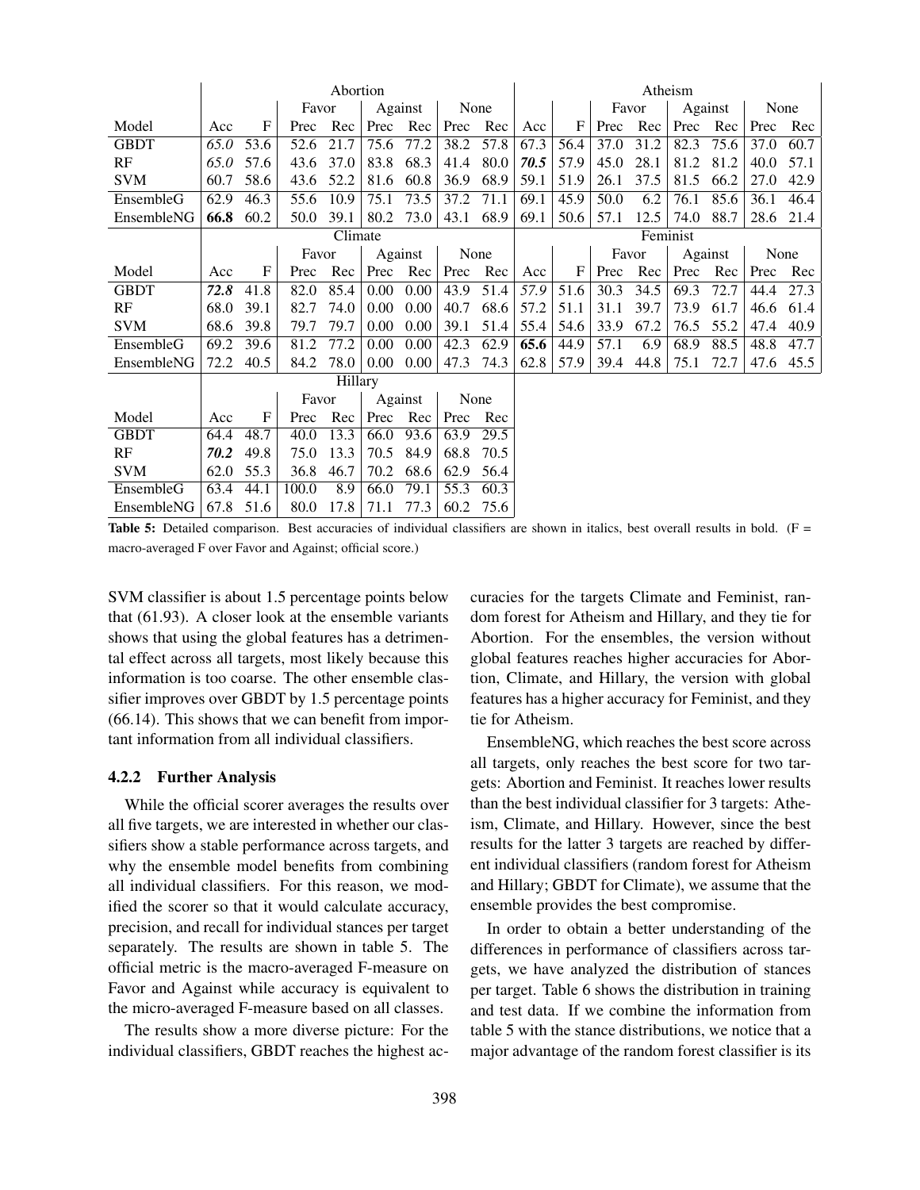| | Abortion | | | | | | | | Atheism | | | | | | | |
|---|---|---|---|---|---|---|---|---|---|---|---|---|---|---|---|---|
| | | | Favor | | Against | | None | | | | Favor | | Against | | None | |
| Model | Acc | F | Prec | Rec | Prec | Rec | Prec | Rec | Acc | F | Prec | Rec | Prec | Rec | Prec | Rec |
| GBDT | *65.0* | 53.6 | 52.6 | 21.7 | 75.6 | 77.2 | 38.2 | 57.8 | 67.3 | 56.4 | 37.0 | 31.2 | 82.3 | 75.6 | 37.0 | 60.7 |
| RF | *65.0* | 57.6 | 43.6 | 37.0 | 83.8 | 68.3 | 41.4 | 80.0 | ***70.5*** | 57.9 | 45.0 | 28.1 | 81.2 | 81.2 | 40.0 | 57.1 |
| SVM | 60.7 | 58.6 | 43.6 | 52.2 | 81.6 | 60.8 | 36.9 | 68.9 | 59.1 | 51.9 | 26.1 | 37.5 | 81.5 | 66.2 | 27.0 | 42.9 |
| EnsembleG | 62.9 | 46.3 | 55.6 | 10.9 | 75.1 | 73.5 | 37.2 | 71.1 | 69.1 | 45.9 | 50.0 | 6.2 | 76.1 | 85.6 | 36.1 | 46.4 |
| EnsembleNG | **66.8** | 60.2 | 50.0 | 39.1 | 80.2 | 73.0 | 43.1 | 68.9 | 69.1 | 50.6 | 57.1 | 12.5 | 74.0 | 88.7 | 28.6 | 21.4 |
| | Climate | | | | | | | | Feminist | | | | | | | |
| | | | Favor | | Against | | None | | | | Favor | | Against | | None | |
| Model | Acc | F | Prec | Rec | Prec | Rec | Prec | Rec | Acc | F | Prec | Rec | Prec | Rec | Prec | Rec |
| GBDT | ***72.8*** | 41.8 | 82.0 | 85.4 | 0.00 | 0.00 | 43.9 | 51.4 | *57.9* | 51.6 | 30.3 | 34.5 | 69.3 | 72.7 | 44.4 | 27.3 |
| RF | 68.0 | 39.1 | 82.7 | 74.0 | 0.00 | 0.00 | 40.7 | 68.6 | 57.2 | 51.1 | 31.1 | 39.7 | 73.9 | 61.7 | 46.6 | 61.4 |
| SVM | 68.6 | 39.8 | 79.7 | 79.7 | 0.00 | 0.00 | 39.1 | 51.4 | 55.4 | 54.6 | 33.9 | 67.2 | 76.5 | 55.2 | 47.4 | 40.9 |
| EnsembleG | 69.2 | 39.6 | 81.2 | 77.2 | 0.00 | 0.00 | 42.3 | 62.9 | **65.6** | 44.9 | 57.1 | 6.9 | 68.9 | 88.5 | 48.8 | 47.7 |
| EnsembleNG | 72.2 | 40.5 | 84.2 | 78.0 | 0.00 | 0.00 | 47.3 | 74.3 | 62.8 | 57.9 | 39.4 | 44.8 | 75.1 | 72.7 | 47.6 | 45.5 |
| | Hillary | | | | | | | | | | | | | | | |
| | | | Favor | | Against | | None | | | | | | | | | |
| Model | Acc | F | Prec | Rec | Prec | Rec | Prec | Rec | | | | | | | | |
| GBDT | 64.4 | 48.7 | 40.0 | 13.3 | 66.0 | 93.6 | 63.9 | 29.5 | | | | | | | | |
| RF | ***70.2*** | 49.8 | 75.0 | 13.3 | 70.5 | 84.9 | 68.8 | 70.5 | | | | | | | | |
| SVM | 62.0 | 55.3 | 36.8 | 46.7 | 70.2 | 68.6 | 62.9 | 56.4 | | | | | | | | |
| EnsembleG | 63.4 | 44.1 | 100.0 | 8.9 | 66.0 | 79.1 | 55.3 | 60.3 | | | | | | | | |
| EnsembleNG | 67.8 | 51.6 | 80.0 | 17.8 | 71.1 | 77.3 | 60.2 | 75.6 | | | | | | | | |

**Table 5:** Detailed comparison. Best accuracies of individual classifiers are shown in italics, best overall results in bold. (F = macro-averaged F over Favor and Against; official score.)

SVM classifier is about 1.5 percentage points below that (61.93). A closer look at the ensemble variants shows that using the global features has a detrimental effect across all targets, most likely because this information is too coarse. The other ensemble classifier improves over GBDT by 1.5 percentage points (66.14). This shows that we can benefit from important information from all individual classifiers.

#### 4.2.2 Further Analysis

While the official scorer averages the results over all five targets, we are interested in whether our classifiers show a stable performance across targets, and why the ensemble model benefits from combining all individual classifiers. For this reason, we modified the scorer so that it would calculate accuracy, precision, and recall for individual stances per target separately. The results are shown in table 5. The official metric is the macro-averaged F-measure on Favor and Against while accuracy is equivalent to the micro-averaged F-measure based on all classes.

The results show a more diverse picture: For the individual classifiers, GBDT reaches the highest accuracies for the targets Climate and Feminist, random forest for Atheism and Hillary, and they tie for Abortion. For the ensembles, the version without global features reaches higher accuracies for Abortion, Climate, and Hillary, the version with global features has a higher accuracy for Feminist, and they tie for Atheism.

EnsembleNG, which reaches the best score across all targets, only reaches the best score for two targets: Abortion and Feminist. It reaches lower results than the best individual classifier for 3 targets: Atheism, Climate, and Hillary. However, since the best results for the latter 3 targets are reached by different individual classifiers (random forest for Atheism and Hillary; GBDT for Climate), we assume that the ensemble provides the best compromise.

In order to obtain a better understanding of the differences in performance of classifiers across targets, we have analyzed the distribution of stances per target. Table 6 shows the distribution in training and test data. If we combine the information from table 5 with the stance distributions, we notice that a major advantage of the random forest classifier is its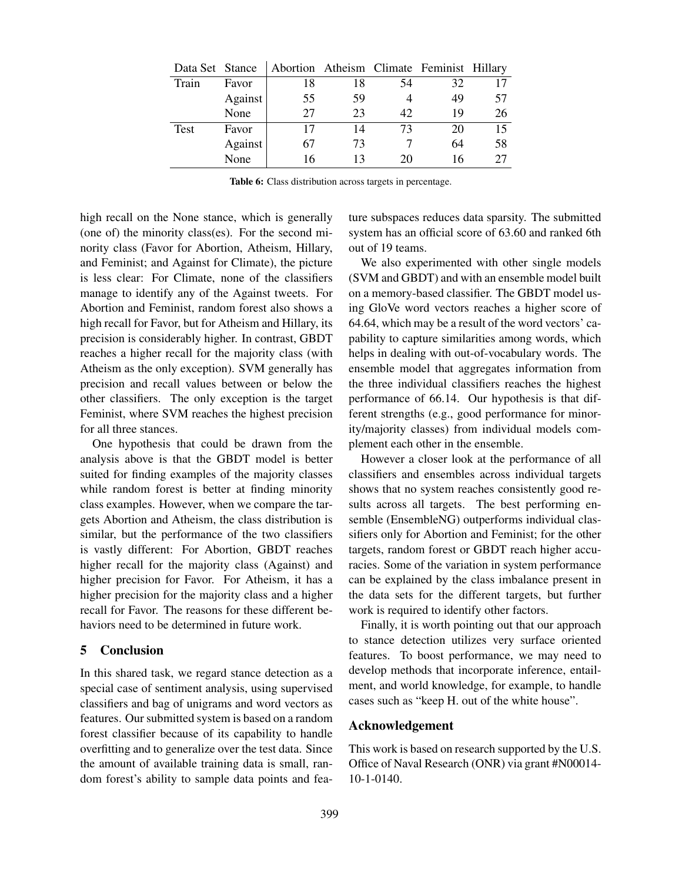| Data Set | Stance | Abortion | Atheism | Climate | Feminist | Hillary |
|---|---|---|---|---|---|---|
| Train | Favor | 18 | 18 | 54 | 32 | 17 |
| | Against | 55 | 59 | 4 | 49 | 57 |
| | None | 27 | 23 | 42 | 19 | 26 |
| Test | Favor | 17 | 14 | 73 | 20 | 15 |
| | Against | 67 | 73 | 7 | 64 | 58 |
| | None | 16 | 13 | 20 | 16 | 27 |

**Table 6:** Class distribution across targets in percentage.

high recall on the None stance, which is generally (one of) the minority class(es). For the second minority class (Favor for Abortion, Atheism, Hillary, and Feminist; and Against for Climate), the picture is less clear: For Climate, none of the classifiers manage to identify any of the Against tweets. For Abortion and Feminist, random forest also shows a high recall for Favor, but for Atheism and Hillary, its precision is considerably higher. In contrast, GBDT reaches a higher recall for the majority class (with Atheism as the only exception). SVM generally has precision and recall values between or below the other classifiers. The only exception is the target Feminist, where SVM reaches the highest precision for all three stances.

One hypothesis that could be drawn from the analysis above is that the GBDT model is better suited for finding examples of the majority classes while random forest is better at finding minority class examples. However, when we compare the targets Abortion and Atheism, the class distribution is similar, but the performance of the two classifiers is vastly different: For Abortion, GBDT reaches higher recall for the majority class (Against) and higher precision for Favor. For Atheism, it has a higher precision for the majority class and a higher recall for Favor. The reasons for these different behaviors need to be determined in future work.

## 5 Conclusion

In this shared task, we regard stance detection as a special case of sentiment analysis, using supervised classifiers and bag of unigrams and word vectors as features. Our submitted system is based on a random forest classifier because of its capability to handle overfitting and to generalize over the test data. Since the amount of available training data is small, random forest's ability to sample data points and feature subspaces reduces data sparsity. The submitted system has an official score of 63.60 and ranked 6th out of 19 teams.

We also experimented with other single models (SVM and GBDT) and with an ensemble model built on a memory-based classifier. The GBDT model using GloVe word vectors reaches a higher score of 64.64, which may be a result of the word vectors' capability to capture similarities among words, which helps in dealing with out-of-vocabulary words. The ensemble model that aggregates information from the three individual classifiers reaches the highest performance of 66.14. Our hypothesis is that different strengths (e.g., good performance for minority/majority classes) from individual models complement each other in the ensemble.

However a closer look at the performance of all classifiers and ensembles across individual targets shows that no system reaches consistently good results across all targets. The best performing ensemble (EnsembleNG) outperforms individual classifiers only for Abortion and Feminist; for the other targets, random forest or GBDT reach higher accuracies. Some of the variation in system performance can be explained by the class imbalance present in the data sets for the different targets, but further work is required to identify other factors.

Finally, it is worth pointing out that our approach to stance detection utilizes very surface oriented features. To boost performance, we may need to develop methods that incorporate inference, entailment, and world knowledge, for example, to handle cases such as "keep H. out of the white house".

## Acknowledgement

This work is based on research supported by the U.S. Office of Naval Research (ONR) via grant #N00014-10-1-0140.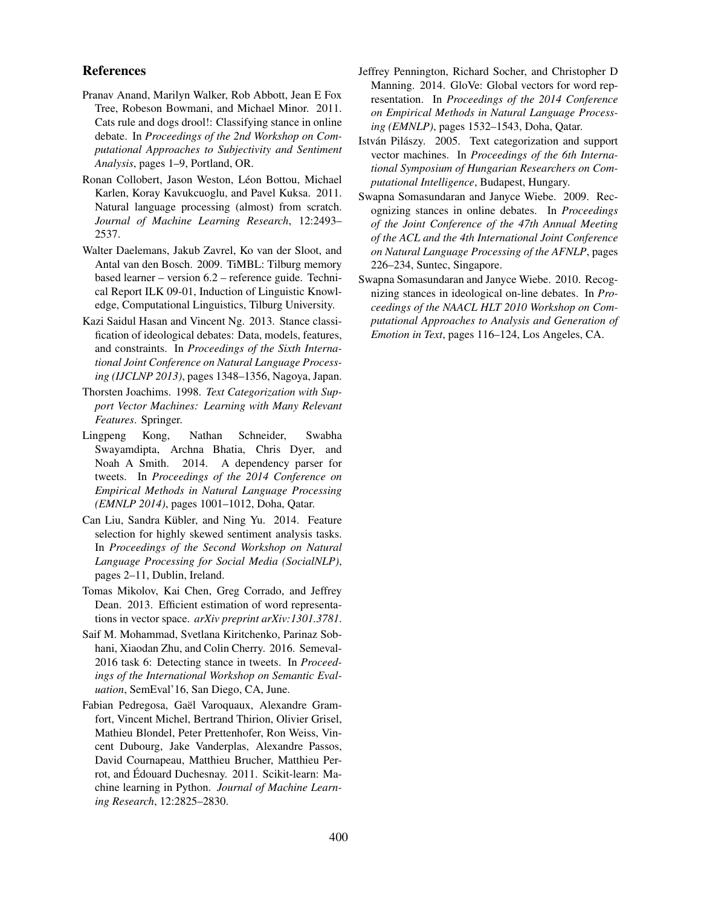## References

Pranav Anand, Marilyn Walker, Rob Abbott, Jean E Fox Tree, Robeson Bowmani, and Michael Minor. 2011. Cats rule and dogs drool!: Classifying stance in online debate. In *Proceedings of the 2nd Workshop on Computational Approaches to Subjectivity and Sentiment Analysis*, pages 1–9, Portland, OR.

Ronan Collobert, Jason Weston, Léon Bottou, Michael Karlen, Koray Kavukcuoglu, and Pavel Kuksa. 2011. Natural language processing (almost) from scratch. *Journal of Machine Learning Research*, 12:2493–2537.

Walter Daelemans, Jakub Zavrel, Ko van der Sloot, and Antal van den Bosch. 2009. TiMBL: Tilburg memory based learner – version 6.2 – reference guide. Technical Report ILK 09-01, Induction of Linguistic Knowledge, Computational Linguistics, Tilburg University.

Kazi Saidul Hasan and Vincent Ng. 2013. Stance classification of ideological debates: Data, models, features, and constraints. In *Proceedings of the Sixth International Joint Conference on Natural Language Processing (IJCLNP 2013)*, pages 1348–1356, Nagoya, Japan.

Thorsten Joachims. 1998. *Text Categorization with Support Vector Machines: Learning with Many Relevant Features*. Springer.

Lingpeng Kong, Nathan Schneider, Swabha Swayamdipta, Archna Bhatia, Chris Dyer, and Noah A Smith. 2014. A dependency parser for tweets. In *Proceedings of the 2014 Conference on Empirical Methods in Natural Language Processing (EMNLP 2014)*, pages 1001–1012, Doha, Qatar.

Can Liu, Sandra Kübler, and Ning Yu. 2014. Feature selection for highly skewed sentiment analysis tasks. In *Proceedings of the Second Workshop on Natural Language Processing for Social Media (SocialNLP)*, pages 2–11, Dublin, Ireland.

Tomas Mikolov, Kai Chen, Greg Corrado, and Jeffrey Dean. 2013. Efficient estimation of word representations in vector space. *arXiv preprint arXiv:1301.3781*.

Saif M. Mohammad, Svetlana Kiritchenko, Parinaz Sobhani, Xiaodan Zhu, and Colin Cherry. 2016. Semeval-2016 task 6: Detecting stance in tweets. In *Proceedings of the International Workshop on Semantic Evaluation*, SemEval'16, San Diego, CA, June.

Fabian Pedregosa, Gaël Varoquaux, Alexandre Gramfort, Vincent Michel, Bertrand Thirion, Olivier Grisel, Mathieu Blondel, Peter Prettenhofer, Ron Weiss, Vincent Dubourg, Jake Vanderplas, Alexandre Passos, David Cournapeau, Matthieu Brucher, Matthieu Perrot, and Édouard Duchesnay. 2011. Scikit-learn: Machine learning in Python. *Journal of Machine Learning Research*, 12:2825–2830.

Jeffrey Pennington, Richard Socher, and Christopher D Manning. 2014. GloVe: Global vectors for word representation. In *Proceedings of the 2014 Conference on Empirical Methods in Natural Language Processing (EMNLP)*, pages 1532–1543, Doha, Qatar.

István Pilászy. 2005. Text categorization and support vector machines. In *Proceedings of the 6th International Symposium of Hungarian Researchers on Computational Intelligence*, Budapest, Hungary.

Swapna Somasundaran and Janyce Wiebe. 2009. Recognizing stances in online debates. In *Proceedings of the Joint Conference of the 47th Annual Meeting of the ACL and the 4th International Joint Conference on Natural Language Processing of the AFNLP*, pages 226–234, Suntec, Singapore.

Swapna Somasundaran and Janyce Wiebe. 2010. Recognizing stances in ideological on-line debates. In *Proceedings of the NAACL HLT 2010 Workshop on Computational Approaches to Analysis and Generation of Emotion in Text*, pages 116–124, Los Angeles, CA.